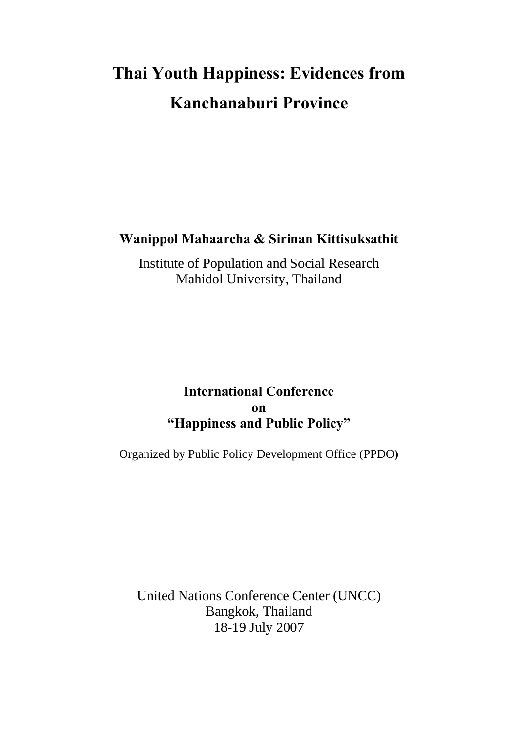# Thai Youth Happiness: Evidences from Kanchanaburi Province

**Wanippol Mahaarcha & Sirinan Kittisuksathit**

Institute of Population and Social Research
Mahidol University, Thailand

**International Conference**
**on**
**"Happiness and Public Policy"**

Organized by Public Policy Development Office (PPDO)

United Nations Conference Center (UNCC)
Bangkok, Thailand
18-19 July 2007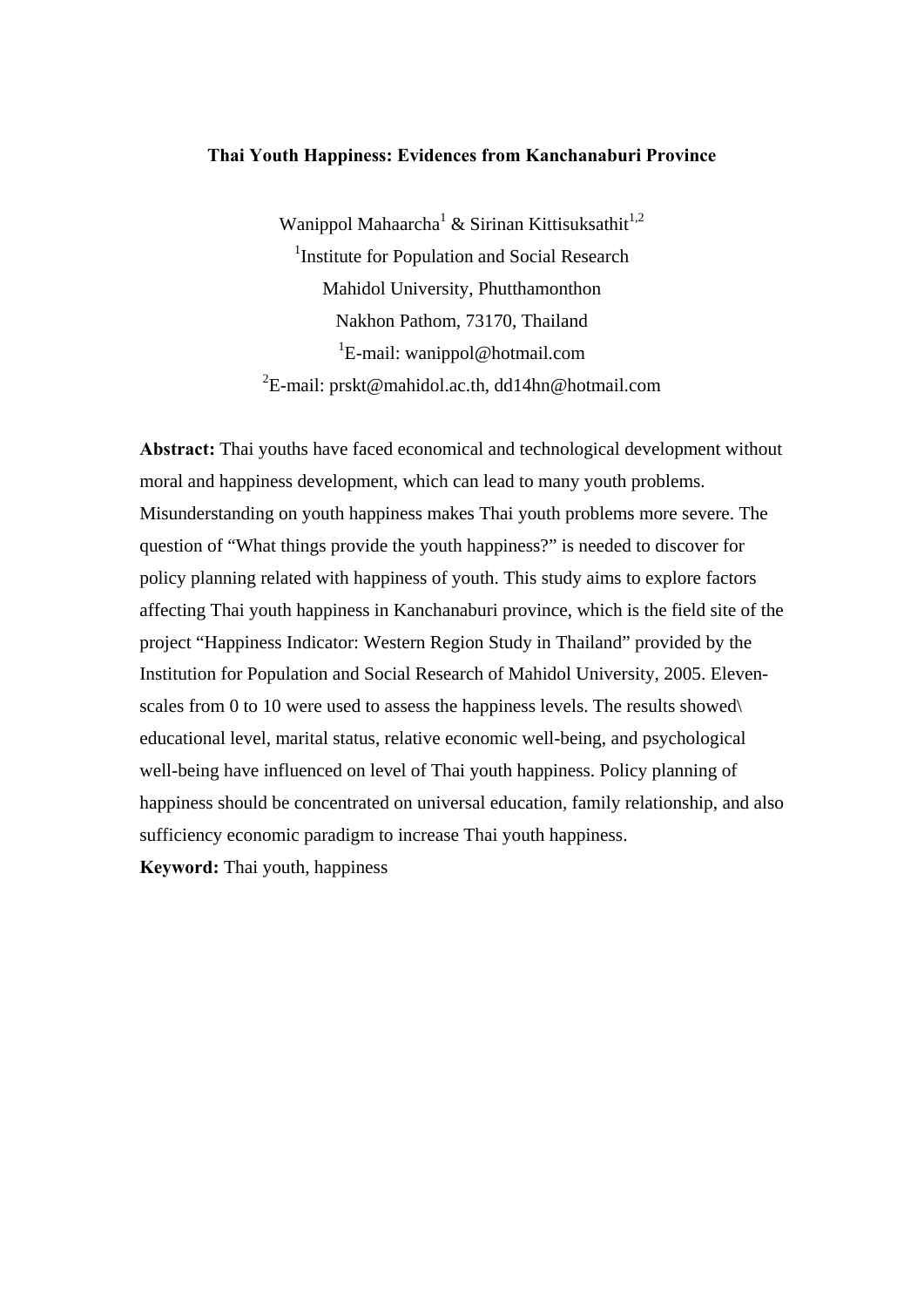# Thai Youth Happiness: Evidences from Kanchanaburi Province

Wanippol Mahaarcha[1] & Sirinan Kittisuksathit[1,2]

[1]Institute for Population and Social Research

Mahidol University, Phutthamonthon

Nakhon Pathom, 73170, Thailand

[1]E-mail: wanippol@hotmail.com

[2]E-mail: prskt@mahidol.ac.th, dd14hn@hotmail.com

**Abstract:** Thai youths have faced economical and technological development without moral and happiness development, which can lead to many youth problems. Misunderstanding on youth happiness makes Thai youth problems more severe. The question of "What things provide the youth happiness?" is needed to discover for policy planning related with happiness of youth. This study aims to explore factors affecting Thai youth happiness in Kanchanaburi province, which is the field site of the project "Happiness Indicator: Western Region Study in Thailand" provided by the Institution for Population and Social Research of Mahidol University, 2005. Eleven-scales from 0 to 10 were used to assess the happiness levels. The results showed\ educational level, marital status, relative economic well-being, and psychological well-being have influenced on level of Thai youth happiness. Policy planning of happiness should be concentrated on universal education, family relationship, and also sufficiency economic paradigm to increase Thai youth happiness.

**Keyword:** Thai youth, happiness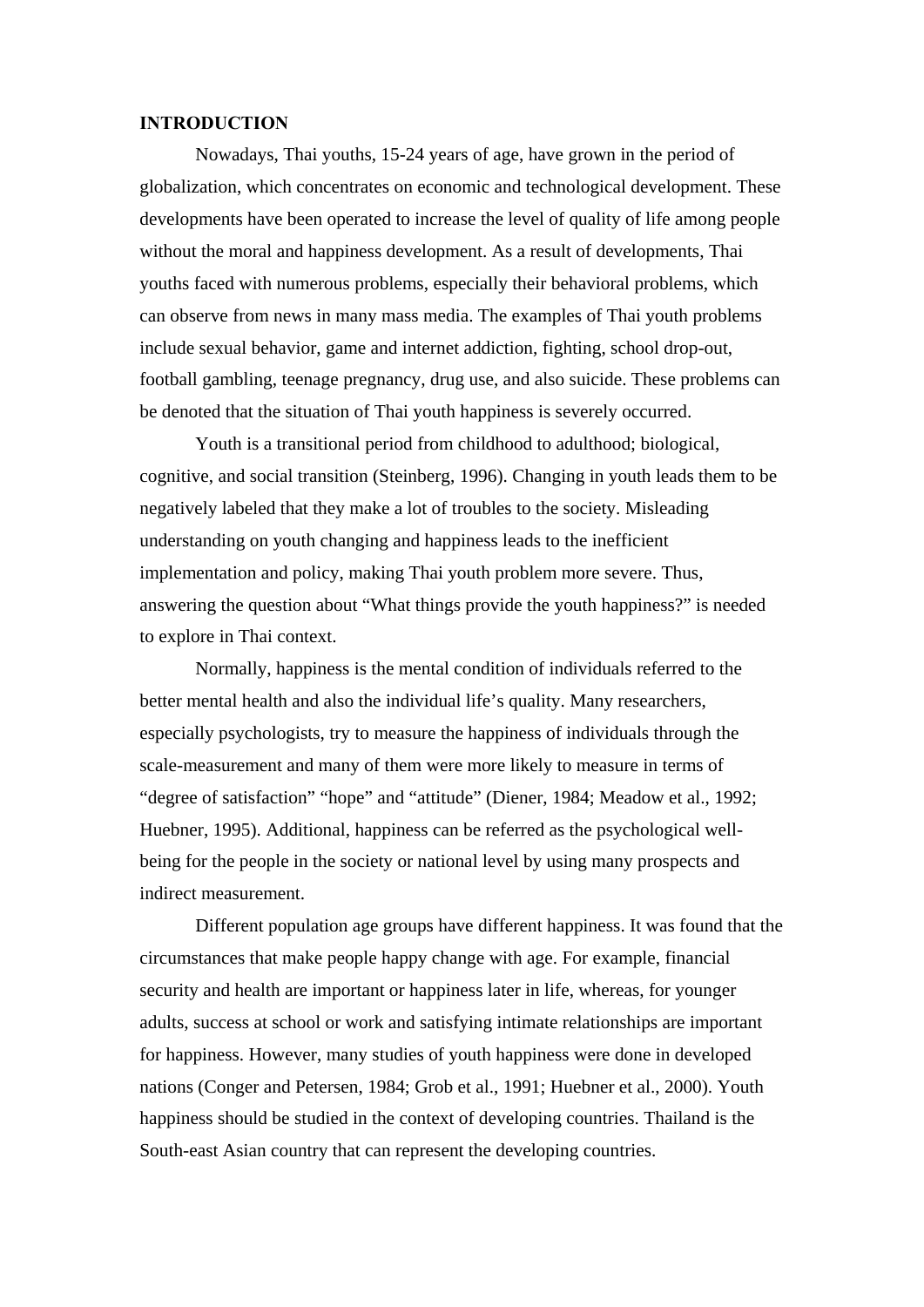**INTRODUCTION**

Nowadays, Thai youths, 15-24 years of age, have grown in the period of globalization, which concentrates on economic and technological development. These developments have been operated to increase the level of quality of life among people without the moral and happiness development. As a result of developments, Thai youths faced with numerous problems, especially their behavioral problems, which can observe from news in many mass media. The examples of Thai youth problems include sexual behavior, game and internet addiction, fighting, school drop-out, football gambling, teenage pregnancy, drug use, and also suicide. These problems can be denoted that the situation of Thai youth happiness is severely occurred.

Youth is a transitional period from childhood to adulthood; biological, cognitive, and social transition (Steinberg, 1996). Changing in youth leads them to be negatively labeled that they make a lot of troubles to the society. Misleading understanding on youth changing and happiness leads to the inefficient implementation and policy, making Thai youth problem more severe. Thus, answering the question about "What things provide the youth happiness?" is needed to explore in Thai context.

Normally, happiness is the mental condition of individuals referred to the better mental health and also the individual life's quality. Many researchers, especially psychologists, try to measure the happiness of individuals through the scale-measurement and many of them were more likely to measure in terms of "degree of satisfaction" "hope" and "attitude" (Diener, 1984; Meadow et al., 1992; Huebner, 1995). Additional, happiness can be referred as the psychological well-being for the people in the society or national level by using many prospects and indirect measurement.

Different population age groups have different happiness. It was found that the circumstances that make people happy change with age. For example, financial security and health are important or happiness later in life, whereas, for younger adults, success at school or work and satisfying intimate relationships are important for happiness. However, many studies of youth happiness were done in developed nations (Conger and Petersen, 1984; Grob et al., 1991; Huebner et al., 2000). Youth happiness should be studied in the context of developing countries. Thailand is the South-east Asian country that can represent the developing countries.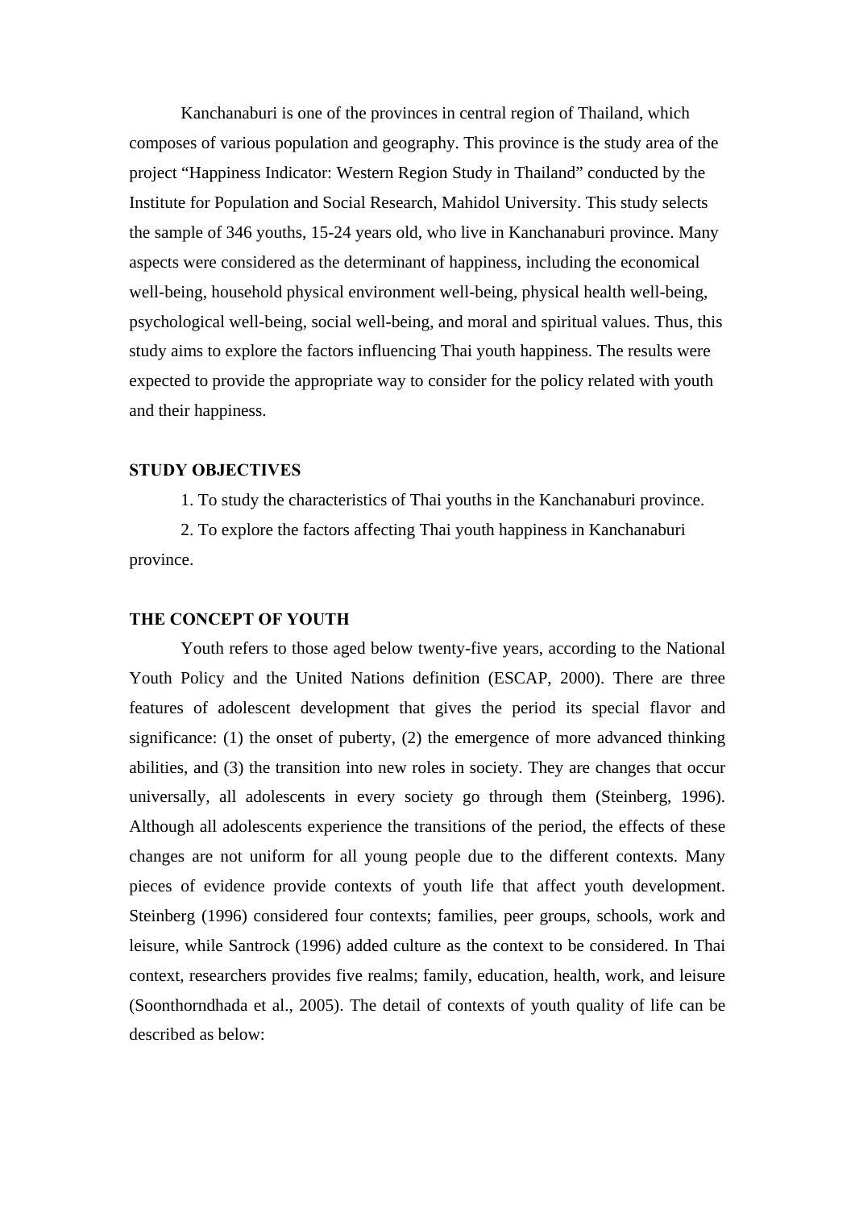Kanchanaburi is one of the provinces in central region of Thailand, which composes of various population and geography. This province is the study area of the project "Happiness Indicator: Western Region Study in Thailand" conducted by the Institute for Population and Social Research, Mahidol University. This study selects the sample of 346 youths, 15-24 years old, who live in Kanchanaburi province. Many aspects were considered as the determinant of happiness, including the economical well-being, household physical environment well-being, physical health well-being, psychological well-being, social well-being, and moral and spiritual values. Thus, this study aims to explore the factors influencing Thai youth happiness. The results were expected to provide the appropriate way to consider for the policy related with youth and their happiness.

## STUDY OBJECTIVES

1. To study the characteristics of Thai youths in the Kanchanaburi province.
2. To explore the factors affecting Thai youth happiness in Kanchanaburi province.

## THE CONCEPT OF YOUTH

Youth refers to those aged below twenty-five years, according to the National Youth Policy and the United Nations definition (ESCAP, 2000). There are three features of adolescent development that gives the period its special flavor and significance: (1) the onset of puberty, (2) the emergence of more advanced thinking abilities, and (3) the transition into new roles in society. They are changes that occur universally, all adolescents in every society go through them (Steinberg, 1996). Although all adolescents experience the transitions of the period, the effects of these changes are not uniform for all young people due to the different contexts. Many pieces of evidence provide contexts of youth life that affect youth development. Steinberg (1996) considered four contexts; families, peer groups, schools, work and leisure, while Santrock (1996) added culture as the context to be considered. In Thai context, researchers provides five realms; family, education, health, work, and leisure (Soonthorndhada et al., 2005). The detail of contexts of youth quality of life can be described as below: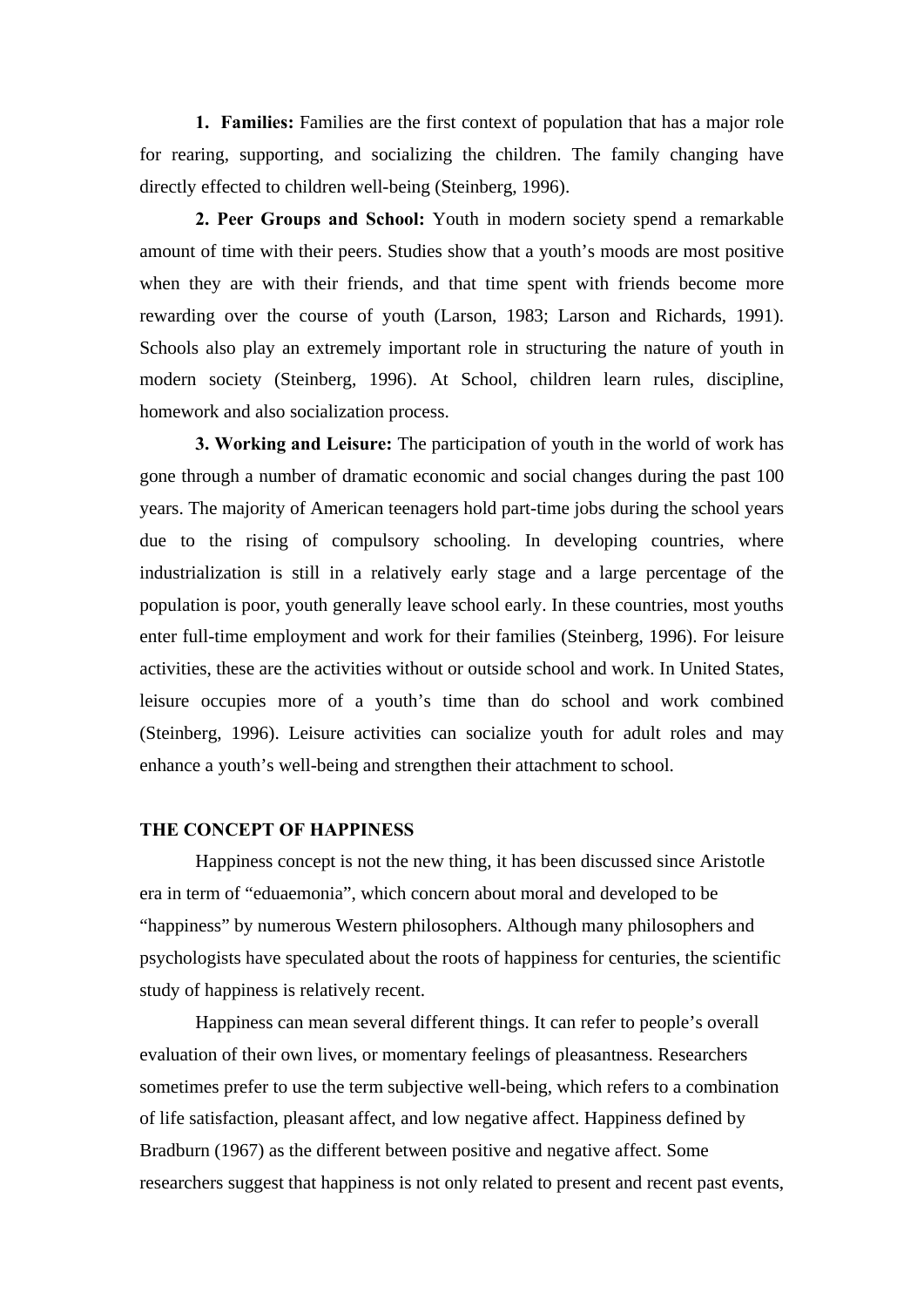**1. Families:** Families are the first context of population that has a major role for rearing, supporting, and socializing the children. The family changing have directly effected to children well-being (Steinberg, 1996).

**2. Peer Groups and School:** Youth in modern society spend a remarkable amount of time with their peers. Studies show that a youth's moods are most positive when they are with their friends, and that time spent with friends become more rewarding over the course of youth (Larson, 1983; Larson and Richards, 1991). Schools also play an extremely important role in structuring the nature of youth in modern society (Steinberg, 1996). At School, children learn rules, discipline, homework and also socialization process.

**3. Working and Leisure:** The participation of youth in the world of work has gone through a number of dramatic economic and social changes during the past 100 years. The majority of American teenagers hold part-time jobs during the school years due to the rising of compulsory schooling. In developing countries, where industrialization is still in a relatively early stage and a large percentage of the population is poor, youth generally leave school early. In these countries, most youths enter full-time employment and work for their families (Steinberg, 1996). For leisure activities, these are the activities without or outside school and work. In United States, leisure occupies more of a youth's time than do school and work combined (Steinberg, 1996). Leisure activities can socialize youth for adult roles and may enhance a youth's well-being and strengthen their attachment to school.

## THE CONCEPT OF HAPPINESS

Happiness concept is not the new thing, it has been discussed since Aristotle era in term of "eduaemonia", which concern about moral and developed to be "happiness" by numerous Western philosophers. Although many philosophers and psychologists have speculated about the roots of happiness for centuries, the scientific study of happiness is relatively recent.

Happiness can mean several different things. It can refer to people's overall evaluation of their own lives, or momentary feelings of pleasantness. Researchers sometimes prefer to use the term subjective well-being, which refers to a combination of life satisfaction, pleasant affect, and low negative affect. Happiness defined by Bradburn (1967) as the different between positive and negative affect. Some researchers suggest that happiness is not only related to present and recent past events,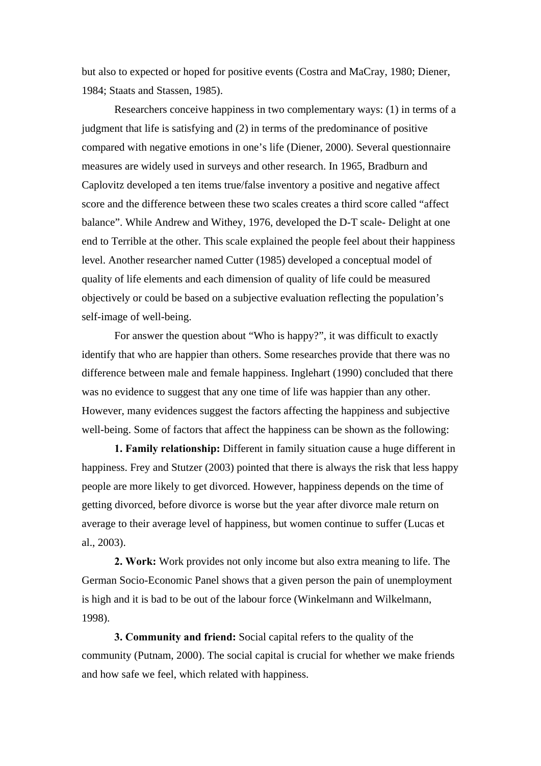but also to expected or hoped for positive events (Costra and MaCray, 1980; Diener, 1984; Staats and Stassen, 1985).

Researchers conceive happiness in two complementary ways: (1) in terms of a judgment that life is satisfying and (2) in terms of the predominance of positive compared with negative emotions in one's life (Diener, 2000). Several questionnaire measures are widely used in surveys and other research. In 1965, Bradburn and Caplovitz developed a ten items true/false inventory a positive and negative affect score and the difference between these two scales creates a third score called "affect balance". While Andrew and Withey, 1976, developed the D-T scale- Delight at one end to Terrible at the other. This scale explained the people feel about their happiness level. Another researcher named Cutter (1985) developed a conceptual model of quality of life elements and each dimension of quality of life could be measured objectively or could be based on a subjective evaluation reflecting the population's self-image of well-being.

For answer the question about "Who is happy?", it was difficult to exactly identify that who are happier than others. Some researches provide that there was no difference between male and female happiness. Inglehart (1990) concluded that there was no evidence to suggest that any one time of life was happier than any other. However, many evidences suggest the factors affecting the happiness and subjective well-being. Some of factors that affect the happiness can be shown as the following:

**1. Family relationship:** Different in family situation cause a huge different in happiness. Frey and Stutzer (2003) pointed that there is always the risk that less happy people are more likely to get divorced. However, happiness depends on the time of getting divorced, before divorce is worse but the year after divorce male return on average to their average level of happiness, but women continue to suffer (Lucas et al., 2003).

**2. Work:** Work provides not only income but also extra meaning to life. The German Socio-Economic Panel shows that a given person the pain of unemployment is high and it is bad to be out of the labour force (Winkelmann and Wilkelmann, 1998).

**3. Community and friend:** Social capital refers to the quality of the community (Putnam, 2000). The social capital is crucial for whether we make friends and how safe we feel, which related with happiness.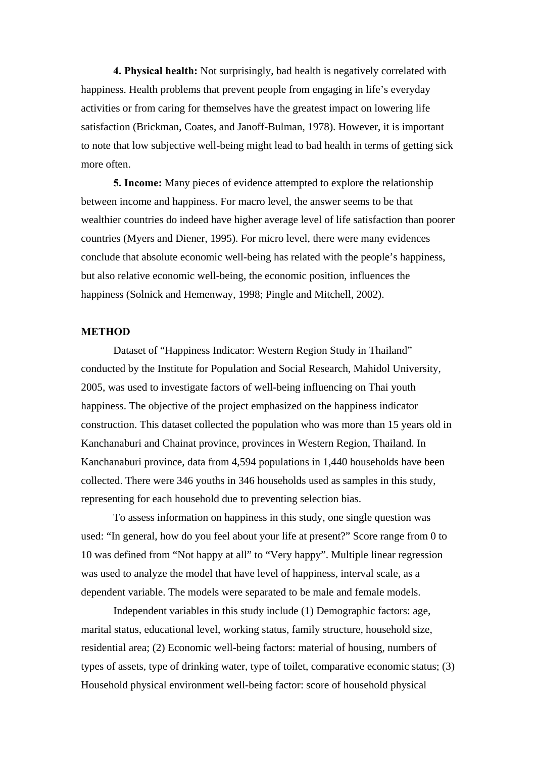**4. Physical health:** Not surprisingly, bad health is negatively correlated with happiness. Health problems that prevent people from engaging in life's everyday activities or from caring for themselves have the greatest impact on lowering life satisfaction (Brickman, Coates, and Janoff-Bulman, 1978). However, it is important to note that low subjective well-being might lead to bad health in terms of getting sick more often.

**5. Income:** Many pieces of evidence attempted to explore the relationship between income and happiness. For macro level, the answer seems to be that wealthier countries do indeed have higher average level of life satisfaction than poorer countries (Myers and Diener, 1995). For micro level, there were many evidences conclude that absolute economic well-being has related with the people's happiness, but also relative economic well-being, the economic position, influences the happiness (Solnick and Hemenway, 1998; Pingle and Mitchell, 2002).

## METHOD

Dataset of "Happiness Indicator: Western Region Study in Thailand" conducted by the Institute for Population and Social Research, Mahidol University, 2005, was used to investigate factors of well-being influencing on Thai youth happiness. The objective of the project emphasized on the happiness indicator construction. This dataset collected the population who was more than 15 years old in Kanchanaburi and Chainat province, provinces in Western Region, Thailand. In Kanchanaburi province, data from 4,594 populations in 1,440 households have been collected. There were 346 youths in 346 households used as samples in this study, representing for each household due to preventing selection bias.

To assess information on happiness in this study, one single question was used: "In general, how do you feel about your life at present?" Score range from 0 to 10 was defined from "Not happy at all" to "Very happy". Multiple linear regression was used to analyze the model that have level of happiness, interval scale, as a dependent variable. The models were separated to be male and female models.

Independent variables in this study include (1) Demographic factors: age, marital status, educational level, working status, family structure, household size, residential area; (2) Economic well-being factors: material of housing, numbers of types of assets, type of drinking water, type of toilet, comparative economic status; (3) Household physical environment well-being factor: score of household physical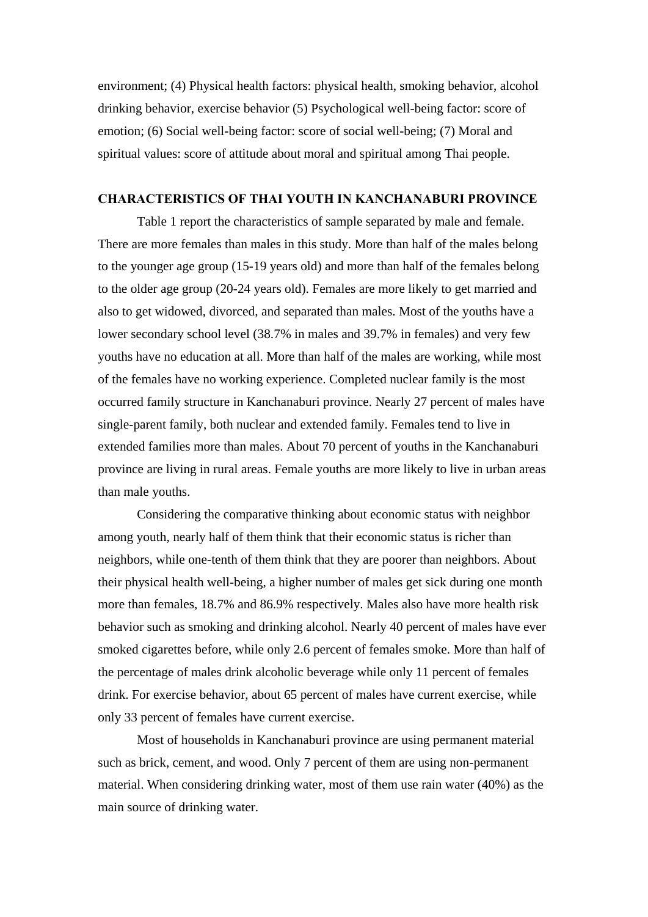environment; (4) Physical health factors: physical health, smoking behavior, alcohol drinking behavior, exercise behavior (5) Psychological well-being factor: score of emotion; (6) Social well-being factor: score of social well-being; (7) Moral and spiritual values: score of attitude about moral and spiritual among Thai people.

## CHARACTERISTICS OF THAI YOUTH IN KANCHANABURI PROVINCE

Table 1 report the characteristics of sample separated by male and female. There are more females than males in this study. More than half of the males belong to the younger age group (15-19 years old) and more than half of the females belong to the older age group (20-24 years old). Females are more likely to get married and also to get widowed, divorced, and separated than males. Most of the youths have a lower secondary school level (38.7% in males and 39.7% in females) and very few youths have no education at all. More than half of the males are working, while most of the females have no working experience. Completed nuclear family is the most occurred family structure in Kanchanaburi province. Nearly 27 percent of males have single-parent family, both nuclear and extended family. Females tend to live in extended families more than males. About 70 percent of youths in the Kanchanaburi province are living in rural areas. Female youths are more likely to live in urban areas than male youths.

Considering the comparative thinking about economic status with neighbor among youth, nearly half of them think that their economic status is richer than neighbors, while one-tenth of them think that they are poorer than neighbors. About their physical health well-being, a higher number of males get sick during one month more than females, 18.7% and 86.9% respectively. Males also have more health risk behavior such as smoking and drinking alcohol. Nearly 40 percent of males have ever smoked cigarettes before, while only 2.6 percent of females smoke. More than half of the percentage of males drink alcoholic beverage while only 11 percent of females drink. For exercise behavior, about 65 percent of males have current exercise, while only 33 percent of females have current exercise.

Most of households in Kanchanaburi province are using permanent material such as brick, cement, and wood. Only 7 percent of them are using non-permanent material. When considering drinking water, most of them use rain water (40%) as the main source of drinking water.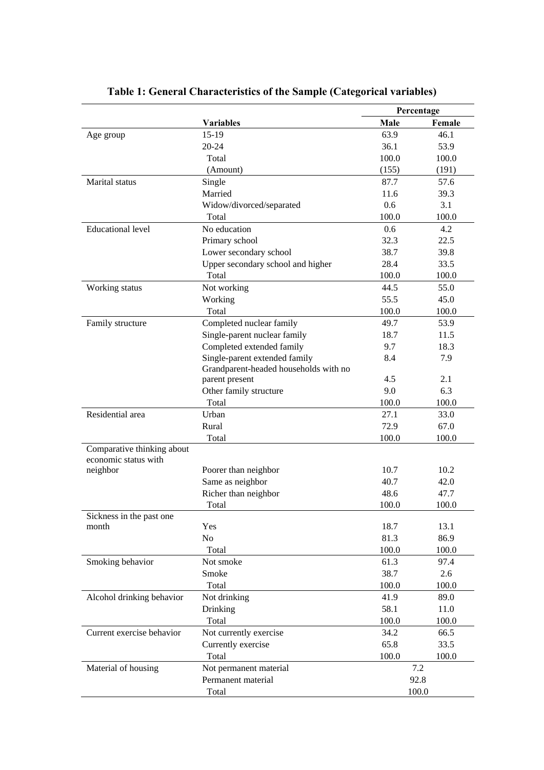**Table 1: General Characteristics of the Sample (Categorical variables)**

| | | Percentage | |
|---|---|---|---|
| | **Variables** | **Male** | **Female** |
| Age group | 15-19 | 63.9 | 46.1 |
| | 20-24 | 36.1 | 53.9 |
| | Total | 100.0 | 100.0 |
| | (Amount) | (155) | (191) |
| Marital status | Single | 87.7 | 57.6 |
| | Married | 11.6 | 39.3 |
| | Widow/divorced/separated | 0.6 | 3.1 |
| | Total | 100.0 | 100.0 |
| Educational level | No education | 0.6 | 4.2 |
| | Primary school | 32.3 | 22.5 |
| | Lower secondary school | 38.7 | 39.8 |
| | Upper secondary school and higher | 28.4 | 33.5 |
| | Total | 100.0 | 100.0 |
| Working status | Not working | 44.5 | 55.0 |
| | Working | 55.5 | 45.0 |
| | Total | 100.0 | 100.0 |
| Family structure | Completed nuclear family | 49.7 | 53.9 |
| | Single-parent nuclear family | 18.7 | 11.5 |
| | Completed extended family | 9.7 | 18.3 |
| | Single-parent extended family | 8.4 | 7.9 |
| | Grandparent-headed households with no parent present | 4.5 | 2.1 |
| | Other family structure | 9.0 | 6.3 |
| | Total | 100.0 | 100.0 |
| Residential area | Urban | 27.1 | 33.0 |
| | Rural | 72.9 | 67.0 |
| | Total | 100.0 | 100.0 |
| Comparative thinking about economic status with neighbor | Poorer than neighbor | 10.7 | 10.2 |
| | Same as neighbor | 40.7 | 42.0 |
| | Richer than neighbor | 48.6 | 47.7 |
| | Total | 100.0 | 100.0 |
| Sickness in the past one month | Yes | 18.7 | 13.1 |
| | No | 81.3 | 86.9 |
| | Total | 100.0 | 100.0 |
| Smoking behavior | Not smoke | 61.3 | 97.4 |
| | Smoke | 38.7 | 2.6 |
| | Total | 100.0 | 100.0 |
| Alcohol drinking behavior | Not drinking | 41.9 | 89.0 |
| | Drinking | 58.1 | 11.0 |
| | Total | 100.0 | 100.0 |
| Current exercise behavior | Not currently exercise | 34.2 | 66.5 |
| | Currently exercise | 65.8 | 33.5 |
| | Total | 100.0 | 100.0 |
| Material of housing | Not permanent material | 7.2 | |
| | Permanent material | 92.8 | |
| | Total | 100.0 | |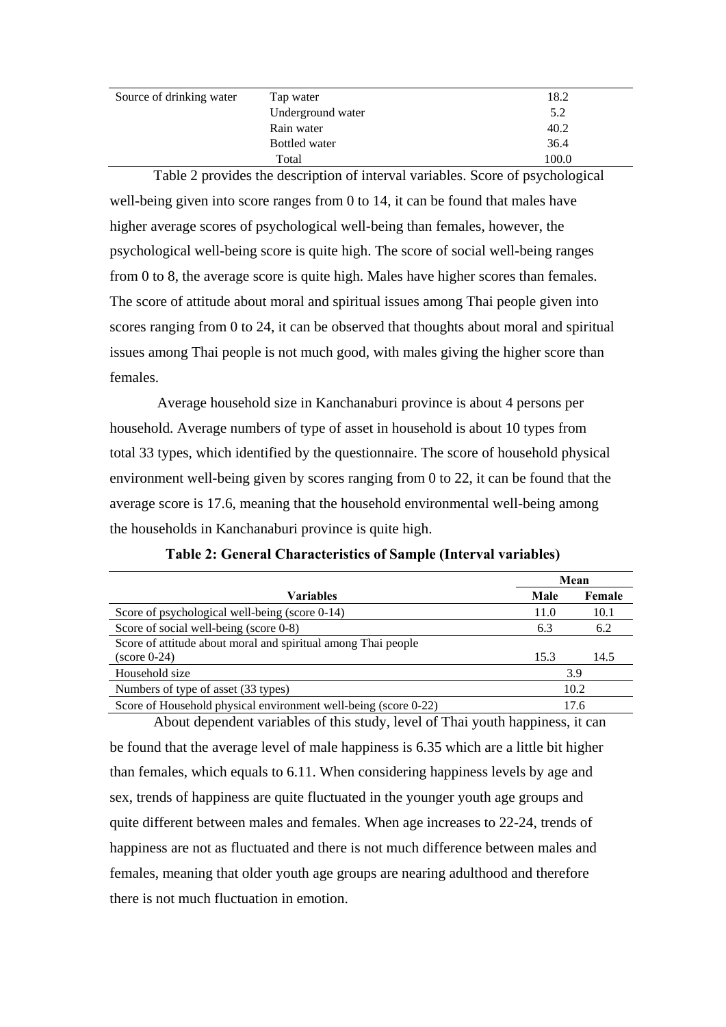| Source of drinking water | Tap water | 18.2 |
|---|---|---|
| | Underground water | 5.2 |
| | Rain water | 40.2 |
| | Bottled water | 36.4 |
| | Total | 100.0 |

Table 2 provides the description of interval variables. Score of psychological well-being given into score ranges from 0 to 14, it can be found that males have higher average scores of psychological well-being than females, however, the psychological well-being score is quite high. The score of social well-being ranges from 0 to 8, the average score is quite high. Males have higher scores than females. The score of attitude about moral and spiritual issues among Thai people given into scores ranging from 0 to 24, it can be observed that thoughts about moral and spiritual issues among Thai people is not much good, with males giving the higher score than females.

Average household size in Kanchanaburi province is about 4 persons per household. Average numbers of type of asset in household is about 10 types from total 33 types, which identified by the questionnaire. The score of household physical environment well-being given by scores ranging from 0 to 22, it can be found that the average score is 17.6, meaning that the household environmental well-being among the households in Kanchanaburi province is quite high.

**Table 2: General Characteristics of Sample (Interval variables)**

| Variables | Mean | |
|---|---|---|
| | **Male** | **Female** |
| Score of psychological well-being (score 0-14) | 11.0 | 10.1 |
| Score of social well-being (score 0-8) | 6.3 | 6.2 |
| Score of attitude about moral and spiritual among Thai people (score 0-24) | 15.3 | 14.5 |
| Household size | 3.9 | |
| Numbers of type of asset (33 types) | 10.2 | |
| Score of Household physical environment well-being (score 0-22) | 17.6 | |

About dependent variables of this study, level of Thai youth happiness, it can be found that the average level of male happiness is 6.35 which are a little bit higher than females, which equals to 6.11. When considering happiness levels by age and sex, trends of happiness are quite fluctuated in the younger youth age groups and quite different between males and females. When age increases to 22-24, trends of happiness are not as fluctuated and there is not much difference between males and females, meaning that older youth age groups are nearing adulthood and therefore there is not much fluctuation in emotion.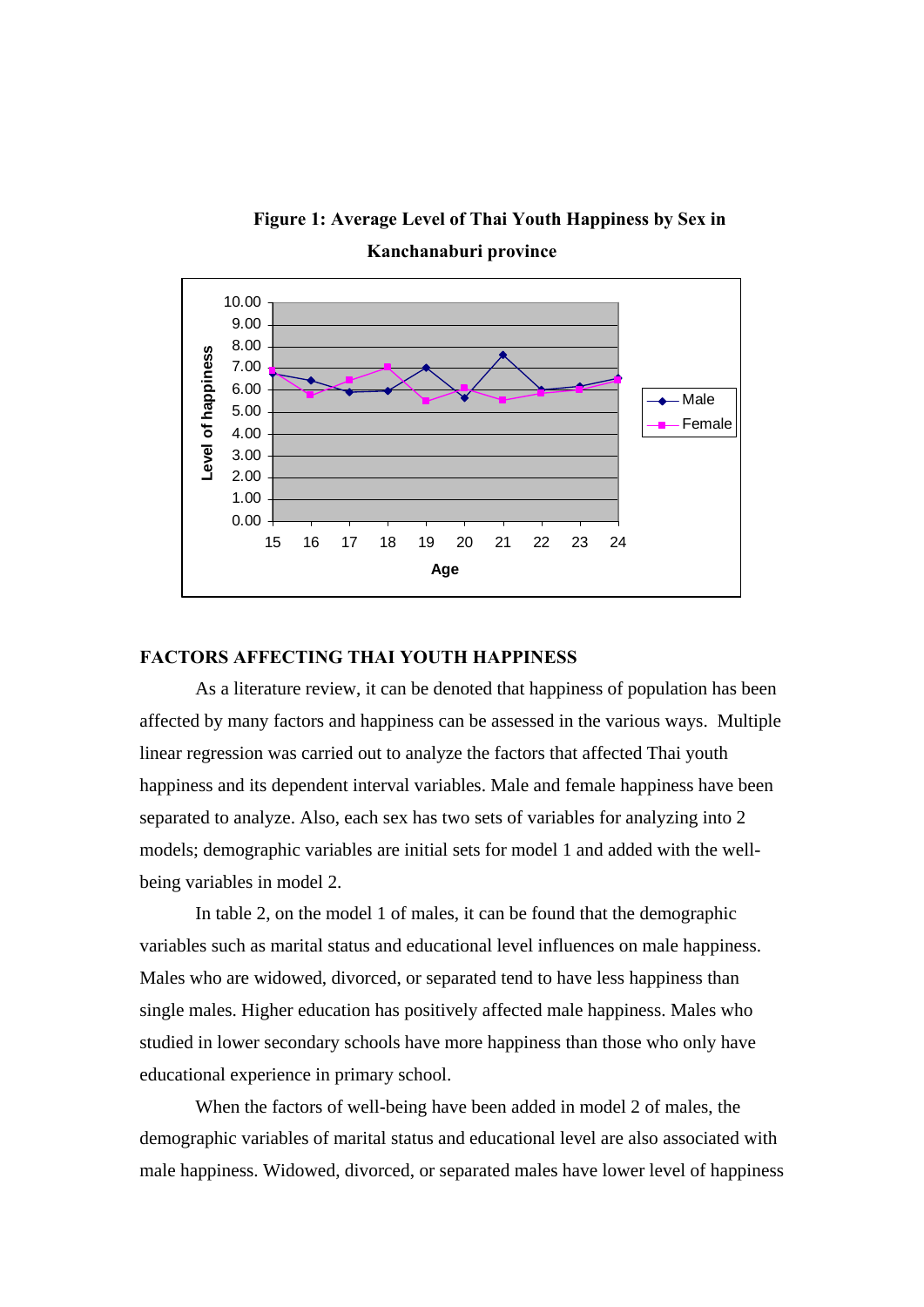**Figure 1: Average Level of Thai Youth Happiness by Sex in Kanchanaburi province**

## FACTORS AFFECTING THAI YOUTH HAPPINESS

As a literature review, it can be denoted that happiness of population has been affected by many factors and happiness can be assessed in the various ways. Multiple linear regression was carried out to analyze the factors that affected Thai youth happiness and its dependent interval variables. Male and female happiness have been separated to analyze. Also, each sex has two sets of variables for analyzing into 2 models; demographic variables are initial sets for model 1 and added with the well-being variables in model 2.

In table 2, on the model 1 of males, it can be found that the demographic variables such as marital status and educational level influences on male happiness. Males who are widowed, divorced, or separated tend to have less happiness than single males. Higher education has positively affected male happiness. Males who studied in lower secondary schools have more happiness than those who only have educational experience in primary school.

When the factors of well-being have been added in model 2 of males, the demographic variables of marital status and educational level are also associated with male happiness. Widowed, divorced, or separated males have lower level of happiness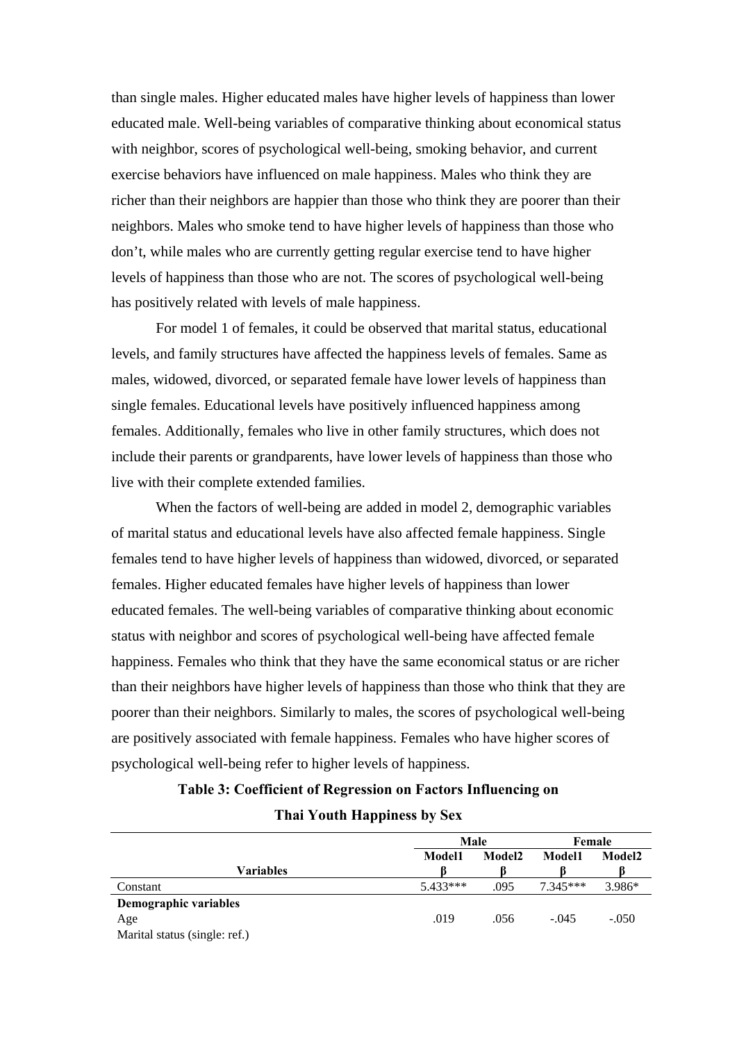than single males. Higher educated males have higher levels of happiness than lower educated male. Well-being variables of comparative thinking about economical status with neighbor, scores of psychological well-being, smoking behavior, and current exercise behaviors have influenced on male happiness. Males who think they are richer than their neighbors are happier than those who think they are poorer than their neighbors. Males who smoke tend to have higher levels of happiness than those who don't, while males who are currently getting regular exercise tend to have higher levels of happiness than those who are not. The scores of psychological well-being has positively related with levels of male happiness.

For model 1 of females, it could be observed that marital status, educational levels, and family structures have affected the happiness levels of females. Same as males, widowed, divorced, or separated female have lower levels of happiness than single females. Educational levels have positively influenced happiness among females. Additionally, females who live in other family structures, which does not include their parents or grandparents, have lower levels of happiness than those who live with their complete extended families.

When the factors of well-being are added in model 2, demographic variables of marital status and educational levels have also affected female happiness. Single females tend to have higher levels of happiness than widowed, divorced, or separated females. Higher educated females have higher levels of happiness than lower educated females. The well-being variables of comparative thinking about economic status with neighbor and scores of psychological well-being have affected female happiness. Females who think that they have the same economical status or are richer than their neighbors have higher levels of happiness than those who think that they are poorer than their neighbors. Similarly to males, the scores of psychological well-being are positively associated with female happiness. Females who have higher scores of psychological well-being refer to higher levels of happiness.

**Table 3: Coefficient of Regression on Factors Influencing on Thai Youth Happiness by Sex**

| Variables | Male | | Female | |
|---|---|---|---|---|
| | Model1 β | Model2 β | Model1 β | Model2 β |
| Constant | 5.433*** | .095 | 7.345*** | 3.986* |
| **Demographic variables** | | | | |
| Age | .019 | .056 | -.045 | -.050 |
| Marital status (single: ref.) | | | | |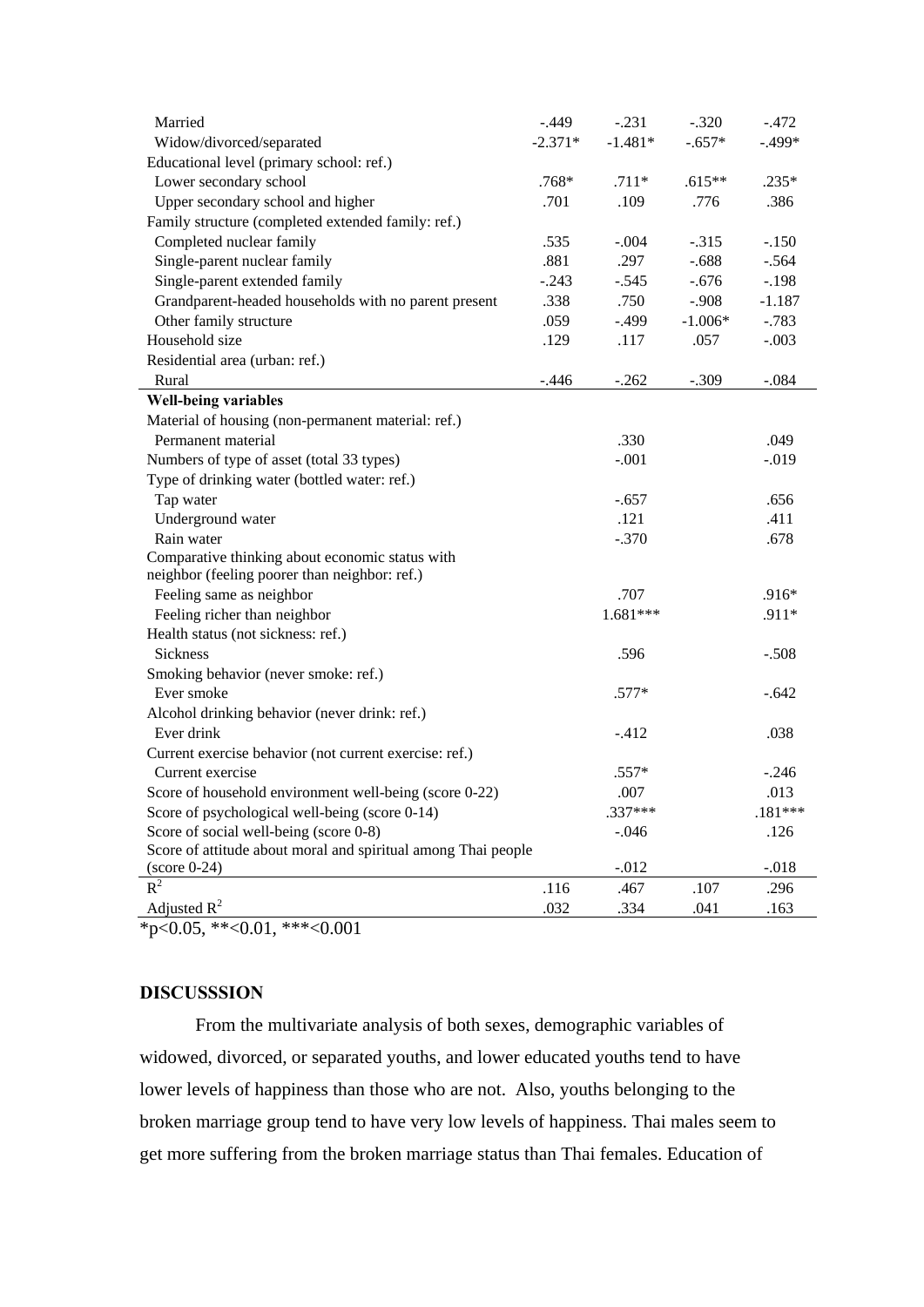| | | | | |
|---|---|---|---|---|
| Married | -.449 | -.231 | -.320 | -.472 |
| Widow/divorced/separated | -2.371* | -1.481* | -.657* | -.499* |
| Educational level (primary school: ref.) | | | | |
| Lower secondary school | .768* | .711* | .615** | .235* |
| Upper secondary school and higher | .701 | .109 | .776 | .386 |
| Family structure (completed extended family: ref.) | | | | |
| Completed nuclear family | .535 | -.004 | -.315 | -.150 |
| Single-parent nuclear family | .881 | .297 | -.688 | -.564 |
| Single-parent extended family | -.243 | -.545 | -.676 | -.198 |
| Grandparent-headed households with no parent present | .338 | .750 | -.908 | -1.187 |
| Other family structure | .059 | -.499 | -1.006* | -.783 |
| Household size | .129 | .117 | .057 | -.003 |
| Residential area (urban: ref.) | | | | |
| Rural | -.446 | -.262 | -.309 | -.084 |
| **Well-being variables** | | | | |
| Material of housing (non-permanent material: ref.) | | | | |
| Permanent material | | .330 | | .049 |
| Numbers of type of asset (total 33 types) | | -.001 | | -.019 |
| Type of drinking water (bottled water: ref.) | | | | |
| Tap water | | -.657 | | .656 |
| Underground water | | .121 | | .411 |
| Rain water | | -.370 | | .678 |
| Comparative thinking about economic status with neighbor (feeling poorer than neighbor: ref.) | | | | |
| Feeling same as neighbor | | .707 | | .916* |
| Feeling richer than neighbor | | 1.681*** | | .911* |
| Health status (not sickness: ref.) | | | | |
| Sickness | | .596 | | -.508 |
| Smoking behavior (never smoke: ref.) | | | | |
| Ever smoke | | .577* | | -.642 |
| Alcohol drinking behavior (never drink: ref.) | | | | |
| Ever drink | | -.412 | | .038 |
| Current exercise behavior (not current exercise: ref.) | | | | |
| Current exercise | | .557* | | -.246 |
| Score of household environment well-being (score 0-22) | | .007 | | .013 |
| Score of psychological well-being (score 0-14) | | .337*** | | .181*** |
| Score of social well-being (score 0-8) | | -.046 | | .126 |
| Score of attitude about moral and spiritual among Thai people (score 0-24) | | -.012 | | -.018 |
| $R^2$ | .116 | .467 | .107 | .296 |
| Adjusted $R^2$ | .032 | .334 | .041 | .163 |

*p<0.05, **<0.01, ***<0.001

## DISCUSSSION

From the multivariate analysis of both sexes, demographic variables of widowed, divorced, or separated youths, and lower educated youths tend to have lower levels of happiness than those who are not. Also, youths belonging to the broken marriage group tend to have very low levels of happiness. Thai males seem to get more suffering from the broken marriage status than Thai females. Education of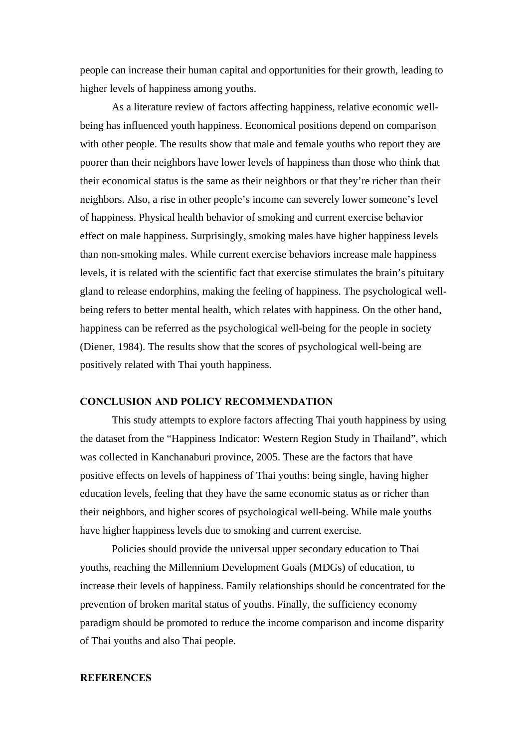people can increase their human capital and opportunities for their growth, leading to higher levels of happiness among youths.

As a literature review of factors affecting happiness, relative economic well-being has influenced youth happiness. Economical positions depend on comparison with other people. The results show that male and female youths who report they are poorer than their neighbors have lower levels of happiness than those who think that their economical status is the same as their neighbors or that they're richer than their neighbors. Also, a rise in other people's income can severely lower someone's level of happiness. Physical health behavior of smoking and current exercise behavior effect on male happiness. Surprisingly, smoking males have higher happiness levels than non-smoking males. While current exercise behaviors increase male happiness levels, it is related with the scientific fact that exercise stimulates the brain's pituitary gland to release endorphins, making the feeling of happiness. The psychological well-being refers to better mental health, which relates with happiness. On the other hand, happiness can be referred as the psychological well-being for the people in society (Diener, 1984). The results show that the scores of psychological well-being are positively related with Thai youth happiness.

## CONCLUSION AND POLICY RECOMMENDATION

This study attempts to explore factors affecting Thai youth happiness by using the dataset from the "Happiness Indicator: Western Region Study in Thailand", which was collected in Kanchanaburi province, 2005. These are the factors that have positive effects on levels of happiness of Thai youths: being single, having higher education levels, feeling that they have the same economic status as or richer than their neighbors, and higher scores of psychological well-being. While male youths have higher happiness levels due to smoking and current exercise.

Policies should provide the universal upper secondary education to Thai youths, reaching the Millennium Development Goals (MDGs) of education, to increase their levels of happiness. Family relationships should be concentrated for the prevention of broken marital status of youths. Finally, the sufficiency economy paradigm should be promoted to reduce the income comparison and income disparity of Thai youths and also Thai people.

## REFERENCES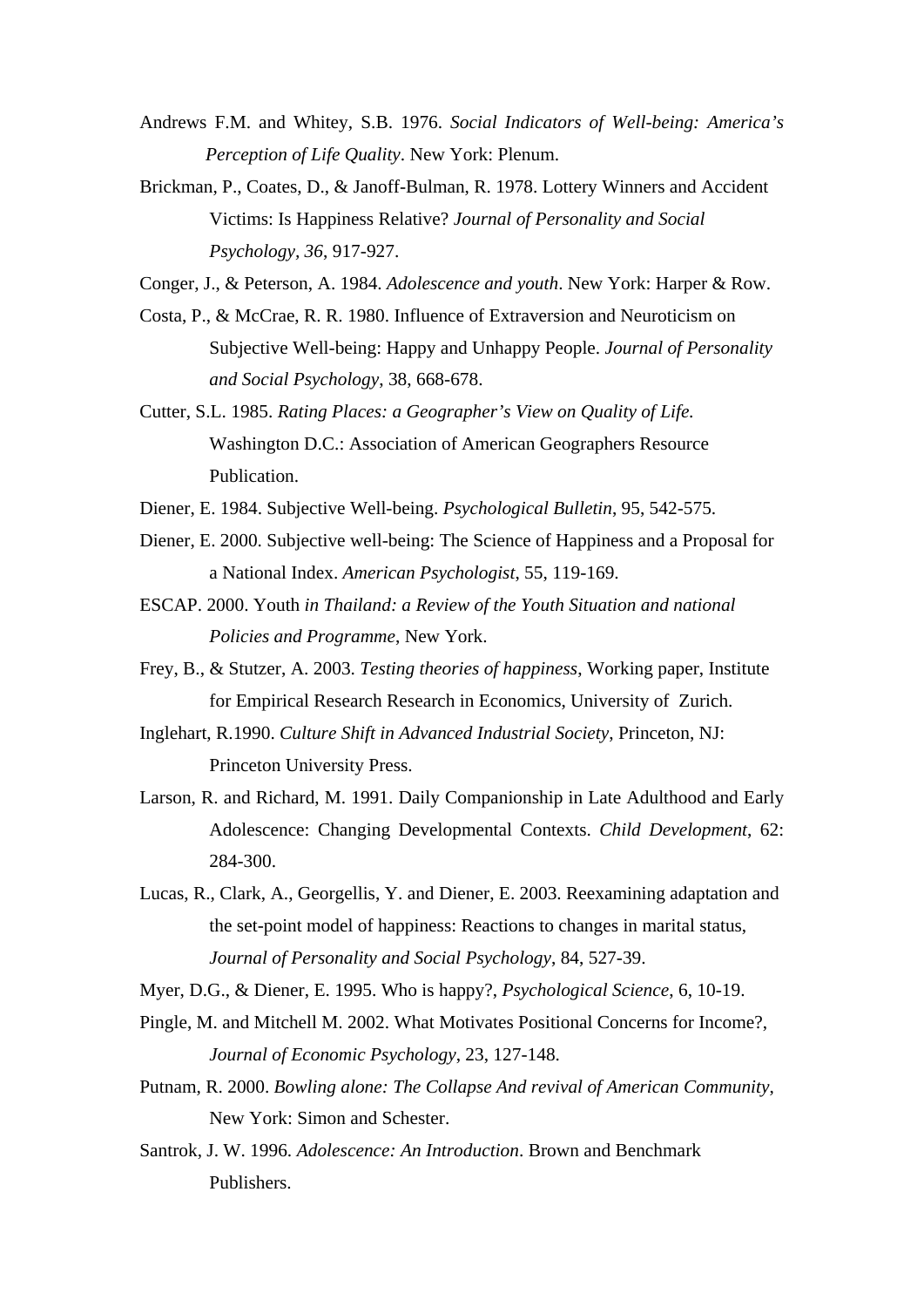Andrews F.M. and Whitey, S.B. 1976. *Social Indicators of Well-being: America's Perception of Life Quality*. New York: Plenum.

Brickman, P., Coates, D., & Janoff-Bulman, R. 1978. Lottery Winners and Accident Victims: Is Happiness Relative? *Journal of Personality and Social Psychology, 36*, 917-927.

Conger, J., & Peterson, A. 1984. *Adolescence and youth*. New York: Harper & Row.

Costa, P., & McCrae, R. R. 1980. Influence of Extraversion and Neuroticism on Subjective Well-being: Happy and Unhappy People. *Journal of Personality and Social Psychology*, 38, 668-678.

Cutter, S.L. 1985. *Rating Places: a Geographer's View on Quality of Life.* Washington D.C.: Association of American Geographers Resource Publication.

Diener, E. 1984. Subjective Well-being. *Psychological Bulletin*, 95, 542-575.

Diener, E. 2000. Subjective well-being: The Science of Happiness and a Proposal for a National Index. *American Psychologist*, 55, 119-169.

ESCAP. 2000. Youth *in Thailand: a Review of the Youth Situation and national Policies and Programme*, New York.

Frey, B., & Stutzer, A. 2003. *Testing theories of happiness*, Working paper, Institute for Empirical Research Research in Economics, University of Zurich.

Inglehart, R.1990. *Culture Shift in Advanced Industrial Society*, Princeton, NJ: Princeton University Press.

Larson, R. and Richard, M. 1991. Daily Companionship in Late Adulthood and Early Adolescence: Changing Developmental Contexts. *Child Development*, 62: 284-300.

Lucas, R., Clark, A., Georgellis, Y. and Diener, E. 2003. Reexamining adaptation and the set-point model of happiness: Reactions to changes in marital status, *Journal of Personality and Social Psychology*, 84, 527-39.

Myer, D.G., & Diener, E. 1995. Who is happy?, *Psychological Science*, 6, 10-19.

Pingle, M. and Mitchell M. 2002. What Motivates Positional Concerns for Income?, *Journal of Economic Psychology*, 23, 127-148.

Putnam, R. 2000. *Bowling alone: The Collapse And revival of American Community*, New York: Simon and Schester.

Santrok, J. W. 1996. *Adolescence: An Introduction*. Brown and Benchmark Publishers.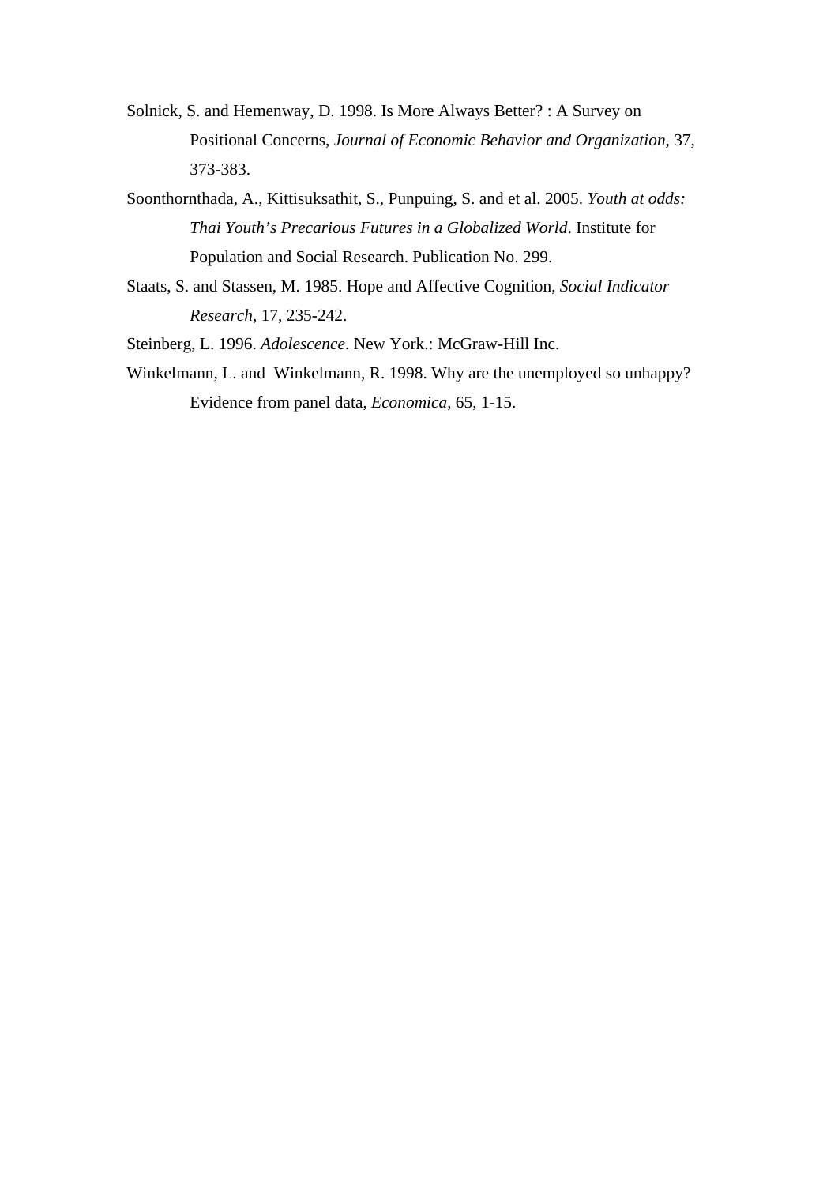Solnick, S. and Hemenway, D. 1998. Is More Always Better? : A Survey on Positional Concerns, *Journal of Economic Behavior and Organization*, 37, 373-383.

Soonthornthada, A., Kittisuksathit, S., Punpuing, S. and et al. 2005. *Youth at odds: Thai Youth's Precarious Futures in a Globalized World*. Institute for Population and Social Research. Publication No. 299.

Staats, S. and Stassen, M. 1985. Hope and Affective Cognition, *Social Indicator Research*, 17, 235-242.

Steinberg, L. 1996. *Adolescence*. New York.: McGraw-Hill Inc.

Winkelmann, L. and Winkelmann, R. 1998. Why are the unemployed so unhappy? Evidence from panel data, *Economica*, 65, 1-15.